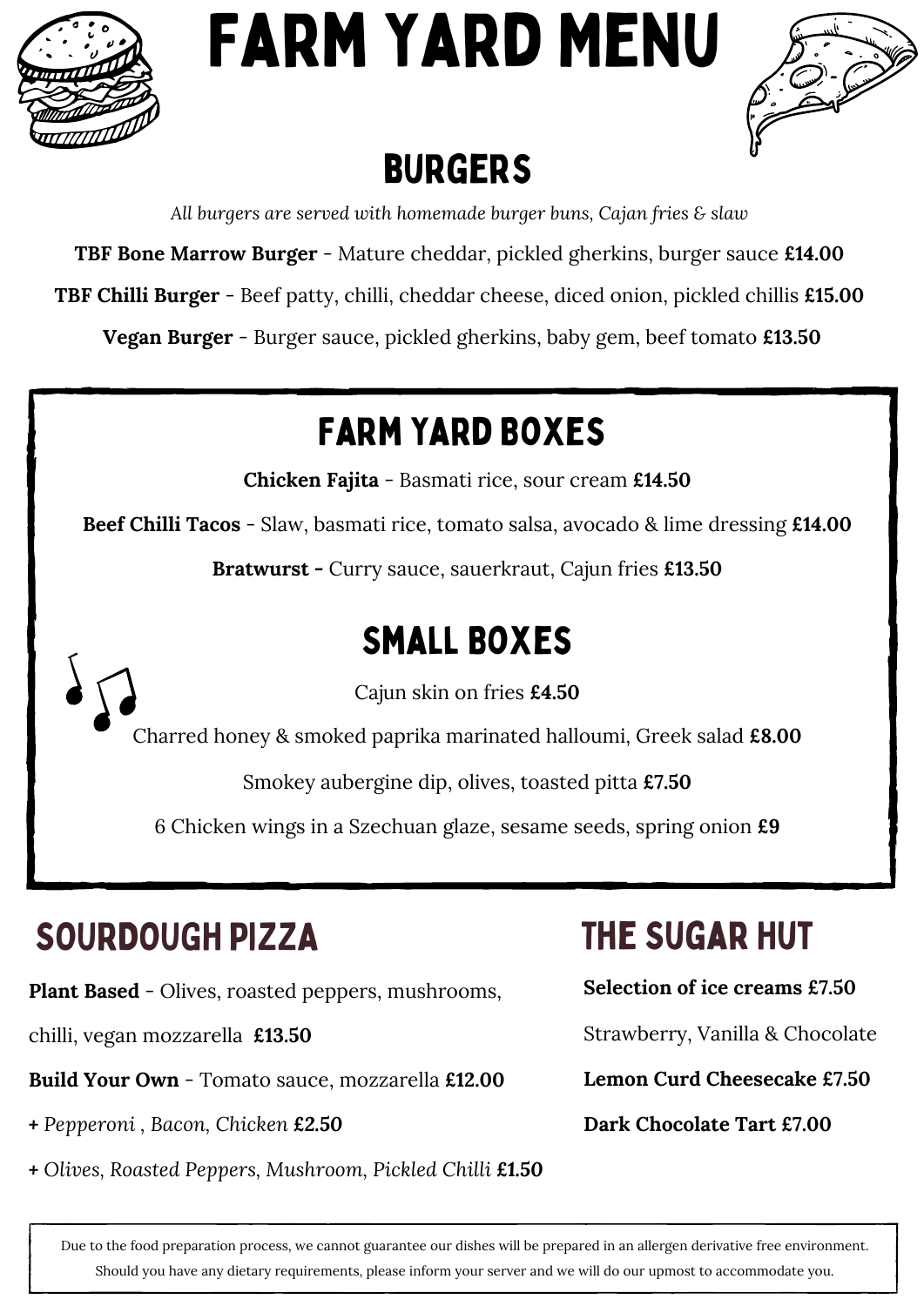# FARM YARD MENU

## BURGERS

*All burgers are served with homemade burger buns, Cajan fries & slaw*

**TBF Bone Marrow Burger** - Mature cheddar, pickled gherkins, burger sauce **£14.00**

**TBF Chilli Burger** - Beef patty, chilli, cheddar cheese, diced onion, pickled chillis **£15.00**

**Vegan Burger** - Burger sauce, pickled gherkins, baby gem, beef tomato **£13.50**

## FARM YARD BOXES

**Chicken Fajita** - Basmati rice, sour cream **£14.50**

**Beef Chilli Tacos** - Slaw, basmati rice, tomato salsa, avocado & lime dressing **£14.00**

**Bratwurst -** Curry sauce, sauerkraut, Cajun fries **£13.50**

## SMALL BOXES

Cajun skin on fries **£4.50**

Charred honey & smoked paprika marinated halloumi, Greek salad **£8.00**

Smokey aubergine dip, olives, toasted pitta **£7.50**

6 Chicken wings in a Szechuan glaze, sesame seeds, spring onion **£9**

## SOURDOUGH PIZZA

**Plant Based** - Olives, roasted peppers, mushrooms, chilli, vegan mozzarella **£13.50**

**Build Your Own** - Tomato sauce, mozzarella **£12.00**

**+** *Pepperoni , Bacon, Chicken* **£2.50**

**+** *Olives, Roasted Peppers, Mushroom, Pickled Chilli* **£1.50**

## THE SUGAR HUT

**Selection of ice creams £7.50**

Strawberry, Vanilla & Chocolate

**Lemon Curd Cheesecake £7.50**

**Dark Chocolate Tart £7.00**

Due to the food preparation process, we cannot guarantee our dishes will be prepared in an allergen derivative free environment. Should you have any dietary requirements, please inform your server and we will do our upmost to accommodate you.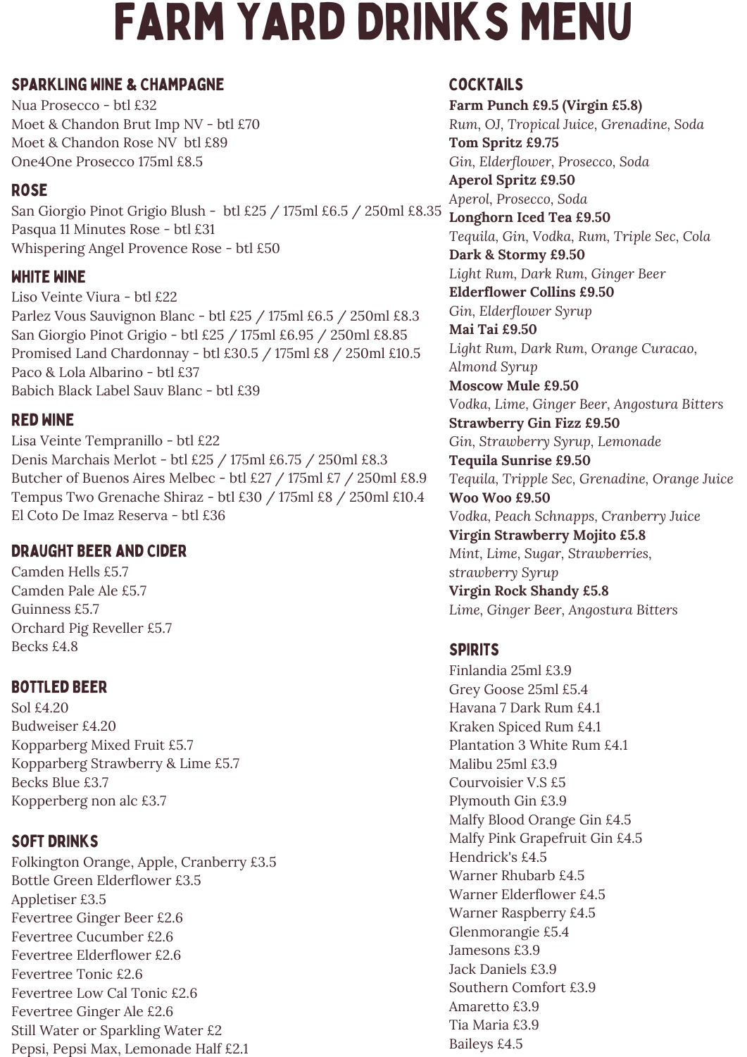# FARM YARD DRINKS MENU

## SPARKLING WINE & CHAMPAGNE

Nua Prosecco - btl £32
Moet & Chandon Brut Imp NV - btl £70
Moet & Chandon Rose NV btl £89
One4One Prosecco 175ml £8.5

## ROSE

San Giorgio Pinot Grigio Blush - btl £25 / 175ml £6.5 / 250ml £8.35
Pasqua 11 Minutes Rose - btl £31
Whispering Angel Provence Rose - btl £50

## WHITE WINE

Liso Veinte Viura - btl £22
Parlez Vous Sauvignon Blanc - btl £25 / 175ml £6.5 / 250ml £8.3
San Giorgio Pinot Grigio - btl £25 / 175ml £6.95 / 250ml £8.85
Promised Land Chardonnay - btl £30.5 / 175ml £8 / 250ml £10.5
Paco & Lola Albarino - btl £37
Babich Black Label Sauv Blanc - btl £39

## RED WINE

Lisa Veinte Tempranillo - btl £22
Denis Marchais Merlot - btl £25 / 175ml £6.75 / 250ml £8.3
Butcher of Buenos Aires Melbec - btl £27 / 175ml £7 / 250ml £8.9
Tempus Two Grenache Shiraz - btl £30 / 175ml £8 / 250ml £10.4
El Coto De Imaz Reserva - btl £36

## DRAUGHT BEER AND CIDER

Camden Hells £5.7
Camden Pale Ale £5.7
Guinness £5.7
Orchard Pig Reveller £5.7
Becks £4.8

## BOTTLED BEER

Sol £4.20
Budweiser £4.20
Kopparberg Mixed Fruit £5.7
Kopparberg Strawberry & Lime £5.7
Becks Blue £3.7
Kopperberg non alc £3.7

## SOFT DRINKS

Folkington Orange, Apple, Cranberry £3.5
Bottle Green Elderflower £3.5
Appletiser £3.5
Fevertree Ginger Beer £2.6
Fevertree Cucumber £2.6
Fevertree Elderflower £2.6
Fevertree Tonic £2.6
Fevertree Low Cal Tonic £2.6
Fevertree Ginger Ale £2.6
Still Water or Sparkling Water £2
Pepsi, Pepsi Max, Lemonade Half £2.1

## COCKTAILS

**Farm Punch £9.5 (Virgin £5.8)**
*Rum, OJ, Tropical Juice, Grenadine, Soda*
**Tom Spritz £9.75**
*Gin, Elderflower, Prosecco, Soda*
**Aperol Spritz £9.50**
*Aperol, Prosecco, Soda*
**Longhorn Iced Tea £9.50**
*Tequila, Gin, Vodka, Rum, Triple Sec, Cola*
**Dark & Stormy £9.50**
*Light Rum, Dark Rum, Ginger Beer*
**Elderflower Collins £9.50**
*Gin, Elderflower Syrup*
**Mai Tai £9.50**
*Light Rum, Dark Rum, Orange Curacao, Almond Syrup*
**Moscow Mule £9.50**
*Vodka, Lime, Ginger Beer, Angostura Bitters*
**Strawberry Gin Fizz £9.50**
*Gin, Strawberry Syrup, Lemonade*
**Tequila Sunrise £9.50**
*Tequila, Tripple Sec, Grenadine, Orange Juice*
**Woo Woo £9.50**
*Vodka, Peach Schnapps, Cranberry Juice*
**Virgin Strawberry Mojito £5.8**
*Mint, Lime, Sugar, Strawberries, strawberry Syrup*
**Virgin Rock Shandy £5.8**
*Lime, Ginger Beer, Angostura Bitters*

## SPIRITS

Finlandia 25ml £3.9
Grey Goose 25ml £5.4
Havana 7 Dark Rum £4.1
Kraken Spiced Rum £4.1
Plantation 3 White Rum £4.1
Malibu 25ml £3.9
Courvoisier V.S £5
Plymouth Gin £3.9
Malfy Blood Orange Gin £4.5
Malfy Pink Grapefruit Gin £4.5
Hendrick's £4.5
Warner Rhubarb £4.5
Warner Elderflower £4.5
Warner Raspberry £4.5
Glenmorangie £5.4
Jamesons £3.9
Jack Daniels £3.9
Southern Comfort £3.9
Amaretto £3.9
Tia Maria £3.9
Baileys £4.5